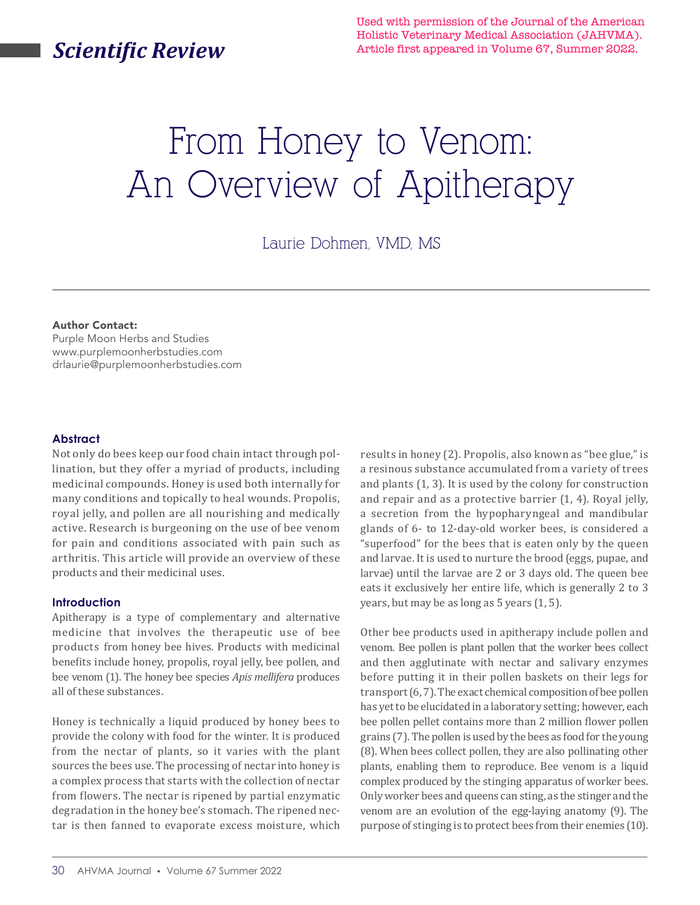# From Honey to Venom: An Overview of Apitherapy

Laurie Dohmen, VMD, MS

**Author Contact:**
Purple Moon Herbs and Studies
www.purplemoonherbstudies.com
drlaurie@purplemoonherbstudies.com

Used with permission of the Journal of the American Holistic Veterinary Medical Association (JAHVMA). Article first appeared in Volume 67, Summer 2022.

## Abstract

Not only do bees keep our food chain intact through pollination, but they offer a myriad of products, including medicinal compounds. Honey is used both internally for many conditions and topically to heal wounds. Propolis, royal jelly, and pollen are all nourishing and medically active. Research is burgeoning on the use of bee venom for pain and conditions associated with pain such as arthritis. This article will provide an overview of these products and their medicinal uses.

## Introduction

Apitherapy is a type of complementary and alternative medicine that involves the therapeutic use of bee products from honey bee hives. Products with medicinal benefits include honey, propolis, royal jelly, bee pollen, and bee venom (1). The honey bee species *Apis mellifera* produces all of these substances.

Honey is technically a liquid produced by honey bees to provide the colony with food for the winter. It is produced from the nectar of plants, so it varies with the plant sources the bees use. The processing of nectar into honey is a complex process that starts with the collection of nectar from flowers. The nectar is ripened by partial enzymatic degradation in the honey bee's stomach. The ripened nectar is then fanned to evaporate excess moisture, which results in honey (2). Propolis, also known as "bee glue," is a resinous substance accumulated from a variety of trees and plants (1, 3). It is used by the colony for construction and repair and as a protective barrier (1, 4). Royal jelly, a secretion from the hypopharyngeal and mandibular glands of 6- to 12-day-old worker bees, is considered a "superfood" for the bees that is eaten only by the queen and larvae. It is used to nurture the brood (eggs, pupae, and larvae) until the larvae are 2 or 3 days old. The queen bee eats it exclusively her entire life, which is generally 2 to 3 years, but may be as long as 5 years (1, 5).

Other bee products used in apitherapy include pollen and venom. Bee pollen is plant pollen that the worker bees collect and then agglutinate with nectar and salivary enzymes before putting it in their pollen baskets on their legs for transport (6, 7). The exact chemical composition of bee pollen has yet to be elucidated in a laboratory setting; however, each bee pollen pellet contains more than 2 million flower pollen grains (7). The pollen is used by the bees as food for the young (8). When bees collect pollen, they are also pollinating other plants, enabling them to reproduce. Bee venom is a liquid complex produced by the stinging apparatus of worker bees. Only worker bees and queens can sting, as the stinger and the venom are an evolution of the egg-laying anatomy (9). The purpose of stinging is to protect bees from their enemies (10).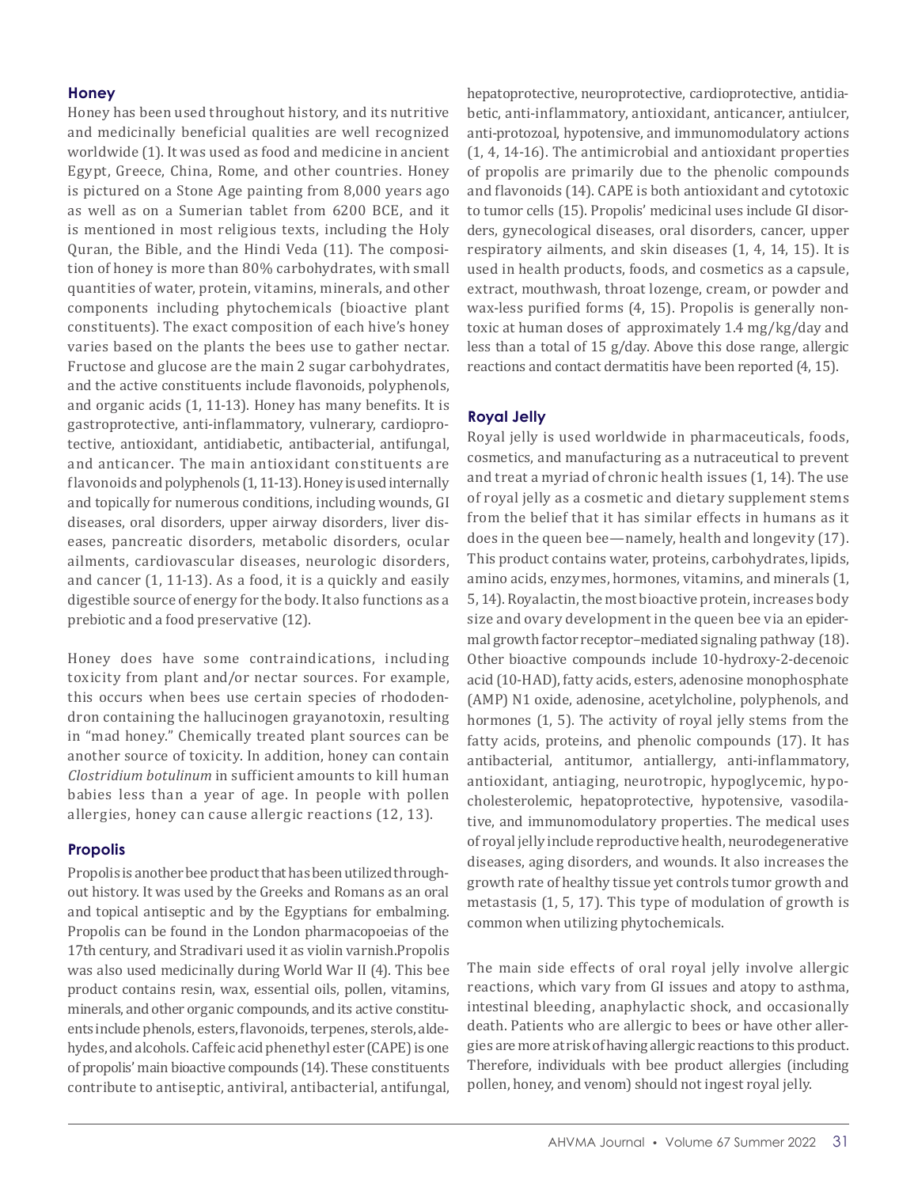### Honey

Honey has been used throughout history, and its nutritive and medicinally beneficial qualities are well recognized worldwide (1). It was used as food and medicine in ancient Egypt, Greece, China, Rome, and other countries. Honey is pictured on a Stone Age painting from 8,000 years ago as well as on a Sumerian tablet from 6200 BCE, and it is mentioned in most religious texts, including the Holy Quran, the Bible, and the Hindi Veda (11). The composition of honey is more than 80% carbohydrates, with small quantities of water, protein, vitamins, minerals, and other components including phytochemicals (bioactive plant constituents). The exact composition of each hive's honey varies based on the plants the bees use to gather nectar. Fructose and glucose are the main 2 sugar carbohydrates, and the active constituents include flavonoids, polyphenols, and organic acids (1, 11-13). Honey has many benefits. It is gastroprotective, anti-inflammatory, vulnerary, cardioprotective, antioxidant, antidiabetic, antibacterial, antifungal, and anticancer. The main antioxidant constituents are flavonoids and polyphenols (1, 11-13). Honey is used internally and topically for numerous conditions, including wounds, GI diseases, oral disorders, upper airway disorders, liver diseases, pancreatic disorders, metabolic disorders, ocular ailments, cardiovascular diseases, neurologic disorders, and cancer (1, 11-13). As a food, it is a quickly and easily digestible source of energy for the body. It also functions as a prebiotic and a food preservative (12).

Honey does have some contraindications, including toxicity from plant and/or nectar sources. For example, this occurs when bees use certain species of rhododendron containing the hallucinogen grayanotoxin, resulting in "mad honey." Chemically treated plant sources can be another source of toxicity. In addition, honey can contain *Clostridium botulinum* in sufficient amounts to kill human babies less than a year of age. In people with pollen allergies, honey can cause allergic reactions (12, 13).

### Propolis

Propolis is another bee product that has been utilized throughout history. It was used by the Greeks and Romans as an oral and topical antiseptic and by the Egyptians for embalming. Propolis can be found in the London pharmacopoeias of the 17th century, and Stradivari used it as violin varnish.Propolis was also used medicinally during World War II (4). This bee product contains resin, wax, essential oils, pollen, vitamins, minerals, and other organic compounds, and its active constituents include phenols, esters, flavonoids, terpenes, sterols, aldehydes, and alcohols. Caffeic acid phenethyl ester (CAPE) is one of propolis' main bioactive compounds (14). These constituents contribute to antiseptic, antiviral, antibacterial, antifungal, hepatoprotective, neuroprotective, cardioprotective, antidiabetic, anti-inflammatory, antioxidant, anticancer, antiulcer, anti-protozoal, hypotensive, and immunomodulatory actions (1, 4, 14-16). The antimicrobial and antioxidant properties of propolis are primarily due to the phenolic compounds and flavonoids (14). CAPE is both antioxidant and cytotoxic to tumor cells (15). Propolis' medicinal uses include GI disorders, gynecological diseases, oral disorders, cancer, upper respiratory ailments, and skin diseases (1, 4, 14, 15). It is used in health products, foods, and cosmetics as a capsule, extract, mouthwash, throat lozenge, cream, or powder and wax-less purified forms (4, 15). Propolis is generally nontoxic at human doses of approximately 1.4 mg/kg/day and less than a total of 15 g/day. Above this dose range, allergic reactions and contact dermatitis have been reported (4, 15).

### Royal Jelly

Royal jelly is used worldwide in pharmaceuticals, foods, cosmetics, and manufacturing as a nutraceutical to prevent and treat a myriad of chronic health issues (1, 14). The use of royal jelly as a cosmetic and dietary supplement stems from the belief that it has similar effects in humans as it does in the queen bee—namely, health and longevity (17). This product contains water, proteins, carbohydrates, lipids, amino acids, enzymes, hormones, vitamins, and minerals (1, 5, 14). Royalactin, the most bioactive protein, increases body size and ovary development in the queen bee via an epidermal growth factor receptor–mediated signaling pathway (18). Other bioactive compounds include 10-hydroxy-2-decenoic acid (10-HAD), fatty acids, esters, adenosine monophosphate (AMP) N1 oxide, adenosine, acetylcholine, polyphenols, and hormones (1, 5). The activity of royal jelly stems from the fatty acids, proteins, and phenolic compounds (17). It has antibacterial, antitumor, antiallergy, anti-inflammatory, antioxidant, antiaging, neurotropic, hypoglycemic, hypocholesterolemic, hepatoprotective, hypotensive, vasodilative, and immunomodulatory properties. The medical uses of royal jelly include reproductive health, neurodegenerative diseases, aging disorders, and wounds. It also increases the growth rate of healthy tissue yet controls tumor growth and metastasis (1, 5, 17). This type of modulation of growth is common when utilizing phytochemicals.

The main side effects of oral royal jelly involve allergic reactions, which vary from GI issues and atopy to asthma, intestinal bleeding, anaphylactic shock, and occasionally death. Patients who are allergic to bees or have other allergies are more at risk of having allergic reactions to this product. Therefore, individuals with bee product allergies (including pollen, honey, and venom) should not ingest royal jelly.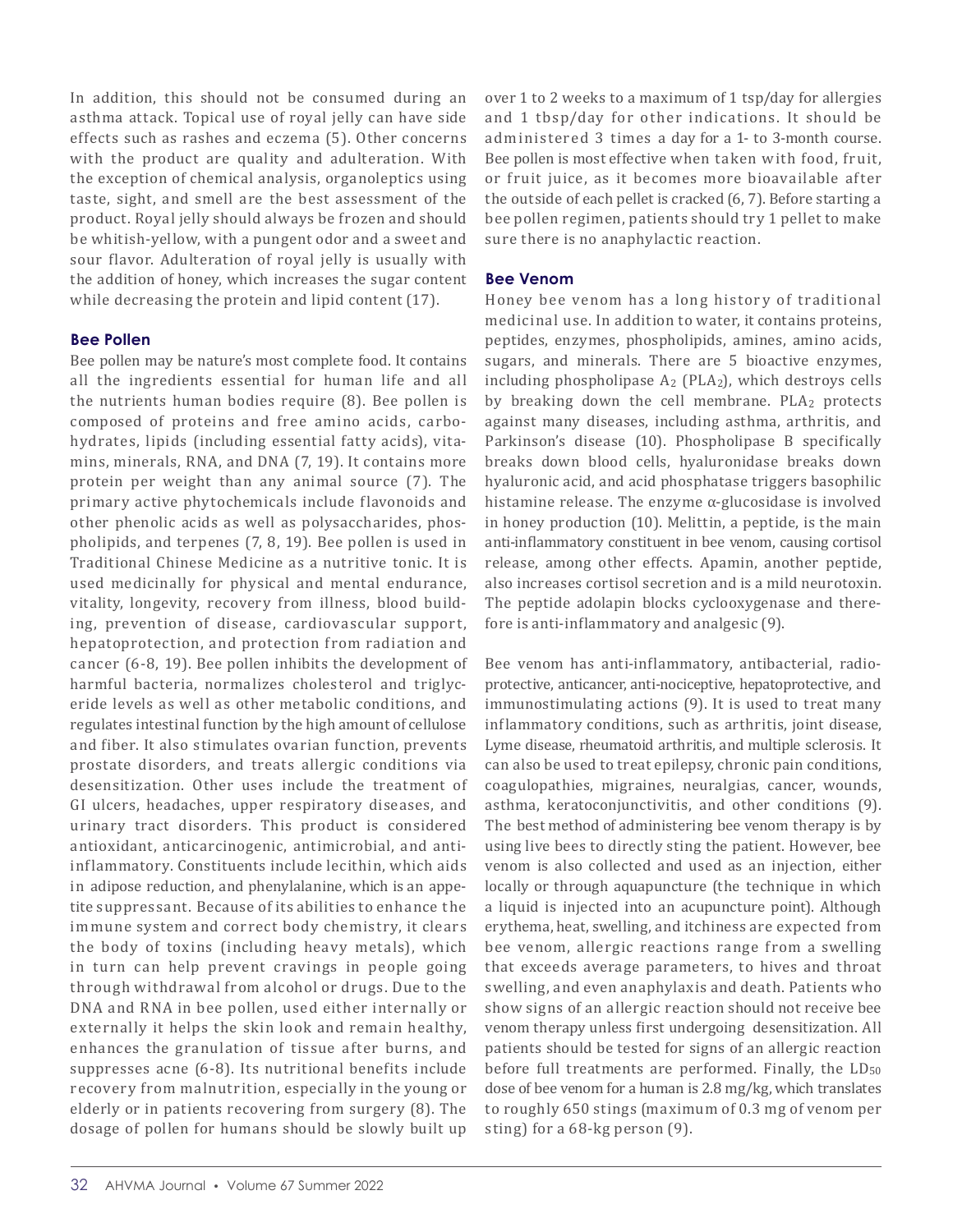In addition, this should not be consumed during an asthma attack. Topical use of royal jelly can have side effects such as rashes and eczema (5). Other concerns with the product are quality and adulteration. With the exception of chemical analysis, organoleptics using taste, sight, and smell are the best assessment of the product. Royal jelly should always be frozen and should be whitish-yellow, with a pungent odor and a sweet and sour flavor. Adulteration of royal jelly is usually with the addition of honey, which increases the sugar content while decreasing the protein and lipid content (17).

### Bee Pollen

Bee pollen may be nature's most complete food. It contains all the ingredients essential for human life and all the nutrients human bodies require (8). Bee pollen is composed of proteins and free amino acids, carbohydrates, lipids (including essential fatty acids), vitamins, minerals, RNA, and DNA (7, 19). It contains more protein per weight than any animal source (7). The primary active phytochemicals include flavonoids and other phenolic acids as well as polysaccharides, phospholipids, and terpenes (7, 8, 19). Bee pollen is used in Traditional Chinese Medicine as a nutritive tonic. It is used medicinally for physical and mental endurance, vitality, longevity, recovery from illness, blood building, prevention of disease, cardiovascular support, hepatoprotection, and protection from radiation and cancer (6-8, 19). Bee pollen inhibits the development of harmful bacteria, normalizes cholesterol and triglyceride levels as well as other metabolic conditions, and regulates intestinal function by the high amount of cellulose and fiber. It also stimulates ovarian function, prevents prostate disorders, and treats allergic conditions via desensitization. Other uses include the treatment of GI ulcers, headaches, upper respiratory diseases, and urinary tract disorders. This product is considered antioxidant, anticarcinogenic, antimicrobial, and anti-inflammatory. Constituents include lecithin, which aids in adipose reduction, and phenylalanine, which is an appetite suppressant. Because of its abilities to enhance the immune system and correct body chemistry, it clears the body of toxins (including heavy metals), which in turn can help prevent cravings in people going through withdrawal from alcohol or drugs. Due to the DNA and RNA in bee pollen, used either internally or externally it helps the skin look and remain healthy, enhances the granulation of tissue after burns, and suppresses acne (6-8). Its nutritional benefits include recovery from malnutrition, especially in the young or elderly or in patients recovering from surgery (8). The dosage of pollen for humans should be slowly built up over 1 to 2 weeks to a maximum of 1 tsp/day for allergies and 1 tbsp/day for other indications. It should be administered 3 times a day for a 1- to 3-month course. Bee pollen is most effective when taken with food, fruit, or fruit juice, as it becomes more bioavailable after the outside of each pellet is cracked (6, 7). Before starting a bee pollen regimen, patients should try 1 pellet to make sure there is no anaphylactic reaction.

### Bee Venom

Honey bee venom has a long history of traditional medicinal use. In addition to water, it contains proteins, peptides, enzymes, phospholipids, amines, amino acids, sugars, and minerals. There are 5 bioactive enzymes, including phospholipase $A_2$ ($PLA_2$), which destroys cells by breaking down the cell membrane. $PLA_2$ protects against many diseases, including asthma, arthritis, and Parkinson's disease (10). Phospholipase B specifically breaks down blood cells, hyaluronidase breaks down hyaluronic acid, and acid phosphatase triggers basophilic histamine release. The enzyme α-glucosidase is involved in honey production (10). Melittin, a peptide, is the main anti-inflammatory constituent in bee venom, causing cortisol release, among other effects. Apamin, another peptide, also increases cortisol secretion and is a mild neurotoxin. The peptide adolapin blocks cyclooxygenase and therefore is anti-inflammatory and analgesic (9).

Bee venom has anti-inflammatory, antibacterial, radioprotective, anticancer, anti-nociceptive, hepatoprotective, and immunostimulating actions (9). It is used to treat many inflammatory conditions, such as arthritis, joint disease, Lyme disease, rheumatoid arthritis, and multiple sclerosis. It can also be used to treat epilepsy, chronic pain conditions, coagulopathies, migraines, neuralgias, cancer, wounds, asthma, keratoconjunctivitis, and other conditions (9). The best method of administering bee venom therapy is by using live bees to directly sting the patient. However, bee venom is also collected and used as an injection, either locally or through aquapuncture (the technique in which a liquid is injected into an acupuncture point). Although erythema, heat, swelling, and itchiness are expected from bee venom, allergic reactions range from a swelling that exceeds average parameters, to hives and throat swelling, and even anaphylaxis and death. Patients who show signs of an allergic reaction should not receive bee venom therapy unless first undergoing desensitization. All patients should be tested for signs of an allergic reaction before full treatments are performed. Finally, the $LD_{50}$ dose of bee venom for a human is 2.8 mg/kg, which translates to roughly 650 stings (maximum of 0.3 mg of venom per sting) for a 68-kg person (9).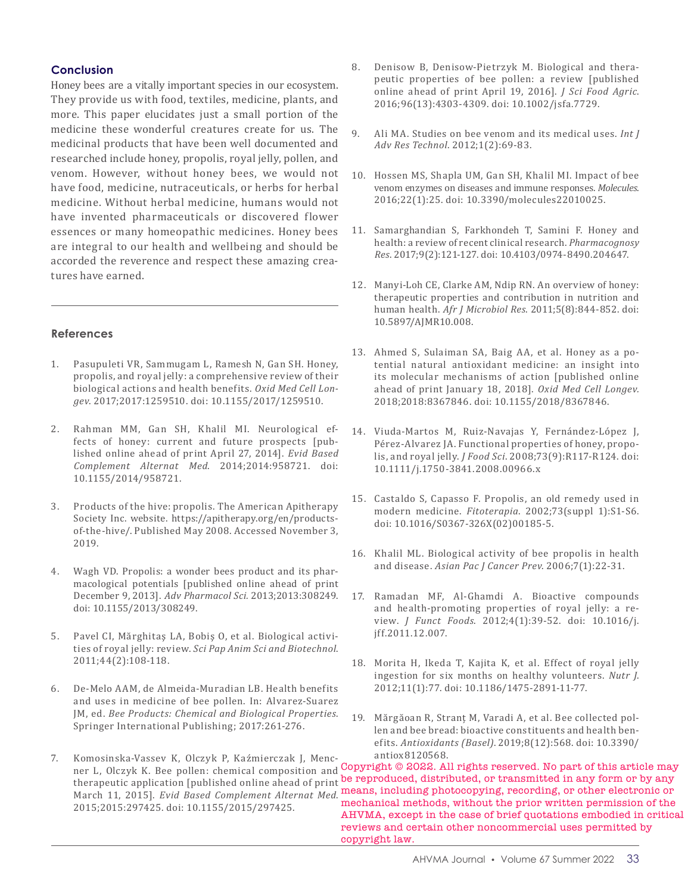## Conclusion

Honey bees are a vitally important species in our ecosystem. They provide us with food, textiles, medicine, plants, and more. This paper elucidates just a small portion of the medicine these wonderful creatures create for us. The medicinal products that have been well documented and researched include honey, propolis, royal jelly, pollen, and venom. However, without honey bees, we would not have food, medicine, nutraceuticals, or herbs for herbal medicine. Without herbal medicine, humans would not have invented pharmaceuticals or discovered flower essences or many homeopathic medicines. Honey bees are integral to our health and wellbeing and should be accorded the reverence and respect these amazing creatures have earned.

## References

1. Pasupuleti VR, Sammugam L, Ramesh N, Gan SH. Honey, propolis, and royal jelly: a comprehensive review of their biological actions and health benefits. *Oxid Med Cell Longev*. 2017;2017:1259510. doi: 10.1155/2017/1259510.
2. Rahman MM, Gan SH, Khalil MI. Neurological effects of honey: current and future prospects [published online ahead of print April 27, 2014]. *Evid Based Complement Alternat Med*. 2014;2014:958721. doi: 10.1155/2014/958721.
3. Products of the hive: propolis. The American Apitherapy Society Inc. website. https://apitherapy.org/en/products-of-the-hive/. Published May 2008. Accessed November 3, 2019.
4. Wagh VD. Propolis: a wonder bees product and its pharmacological potentials [published online ahead of print December 9, 2013]. *Adv Pharmacol Sci*. 2013;2013:308249. doi: 10.1155/2013/308249.
5. Pavel CI, Mărghitaș LA, Bobiș O, et al. Biological activities of royal jelly: review. *Sci Pap Anim Sci and Biotechnol*. 2011;44(2):108-118.
6. De-Melo AAM, de Almeida-Muradian LB. Health benefits and uses in medicine of bee pollen. In: Alvarez-Suarez JM, ed. *Bee Products: Chemical and Biological Properties*. Springer International Publishing; 2017:261-276.
7. Komosinska-Vassev K, Olczyk P, Kaźmierczak J, Mencner L, Olczyk K. Bee pollen: chemical composition and therapeutic application [published online ahead of print March 11, 2015]. *Evid Based Complement Alternat Med*. 2015;2015:297425. doi: 10.1155/2015/297425.
8. Denisow B, Denisow-Pietrzyk M. Biological and therapeutic properties of bee pollen: a review [published online ahead of print April 19, 2016]. *J Sci Food Agric*. 2016;96(13):4303-4309. doi: 10.1002/jsfa.7729.
9. Ali MA. Studies on bee venom and its medical uses. *Int J Adv Res Technol*. 2012;1(2):69-83.
10. Hossen MS, Shapla UM, Gan SH, Khalil MI. Impact of bee venom enzymes on diseases and immune responses. *Molecules*. 2016;22(1):25. doi: 10.3390/molecules22010025.
11. Samarghandian S, Farkhondeh T, Samini F. Honey and health: a review of recent clinical research. *Pharmacognosy Res*. 2017;9(2):121-127. doi: 10.4103/0974-8490.204647.
12. Manyi-Loh CE, Clarke AM, Ndip RN. An overview of honey: therapeutic properties and contribution in nutrition and human health. *Afr J Microbiol Res*. 2011;5(8):844-852. doi: 10.5897/AJMR10.008.
13. Ahmed S, Sulaiman SA, Baig AA, et al. Honey as a potential natural antioxidant medicine: an insight into its molecular mechanisms of action [published online ahead of print January 18, 2018]. *Oxid Med Cell Longev*. 2018;2018:8367846. doi: 10.1155/2018/8367846.
14. Viuda-Martos M, Ruiz-Navajas Y, Fernández-López J, Pérez-Alvarez JA. Functional properties of honey, propolis, and royal jelly. *J Food Sci*. 2008;73(9):R117-R124. doi: 10.1111/j.1750-3841.2008.00966.x
15. Castaldo S, Capasso F. Propolis, an old remedy used in modern medicine. *Fitoterapia*. 2002;73(suppl 1):S1-S6. doi: 10.1016/S0367-326X(02)00185-5.
16. Khalil ML. Biological activity of bee propolis in health and disease. *Asian Pac J Cancer Prev*. 2006;7(1):22-31.
17. Ramadan MF, Al-Ghamdi A. Bioactive compounds and health-promoting properties of royal jelly: a review. *J Funct Foods*. 2012;4(1):39-52. doi: 10.1016/j.jff.2011.12.007.
18. Morita H, Ikeda T, Kajita K, et al. Effect of royal jelly ingestion for six months on healthy volunteers. *Nutr J*. 2012;11(1):77. doi: 10.1186/1475-2891-11-77.
19. Mărgăoan R, Stranț M, Varadi A, et al. Bee collected pollen and bee bread: bioactive constituents and health benefits. *Antioxidants (Basel)*. 2019;8(12):568. doi: 10.3390/antiox8120568.

Copyright © 2022. All rights reserved. No part of this article may be reproduced, distributed, or transmitted in any form or by any means, including photocopying, recording, or other electronic or mechanical methods, without the prior written permission of the AHVMA, except in the case of brief quotations embodied in critical reviews and certain other noncommercial uses permitted by copyright law.